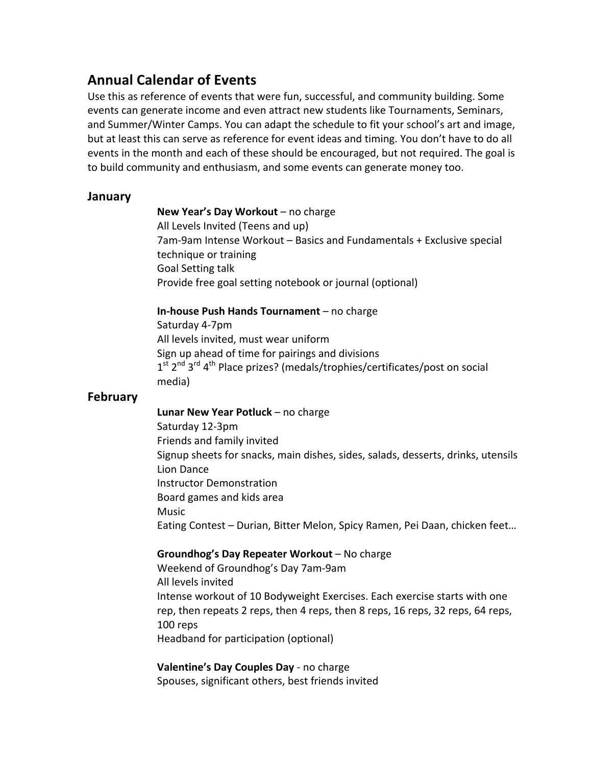# Annual Calendar of Events

Use this as reference of events that were fun, successful, and community building. Some events can generate income and even attract new students like Tournaments, Seminars, and Summer/Winter Camps. You can adapt the schedule to fit your school's art and image, but at least this can serve as reference for event ideas and timing. You don't have to do all events in the month and each of these should be encouraged, but not required. The goal is to build community and enthusiasm, and some events can generate money too.

## January

**New Year's Day Workout** – no charge
All Levels Invited (Teens and up)
7am-9am Intense Workout – Basics and Fundamentals + Exclusive special technique or training
Goal Setting talk
Provide free goal setting notebook or journal (optional)

**In-house Push Hands Tournament** – no charge
Saturday 4-7pm
All levels invited, must wear uniform
Sign up ahead of time for pairings and divisions
1st 2nd 3rd 4th Place prizes? (medals/trophies/certificates/post on social media)

## February

**Lunar New Year Potluck** – no charge
Saturday 12-3pm
Friends and family invited
Signup sheets for snacks, main dishes, sides, salads, desserts, drinks, utensils
Lion Dance
Instructor Demonstration
Board games and kids area
Music
Eating Contest – Durian, Bitter Melon, Spicy Ramen, Pei Daan, chicken feet…

**Groundhog's Day Repeater Workout** – No charge
Weekend of Groundhog's Day 7am-9am
All levels invited
Intense workout of 10 Bodyweight Exercises. Each exercise starts with one rep, then repeats 2 reps, then 4 reps, then 8 reps, 16 reps, 32 reps, 64 reps, 100 reps
Headband for participation (optional)

**Valentine's Day Couples Day** - no charge
Spouses, significant others, best friends invited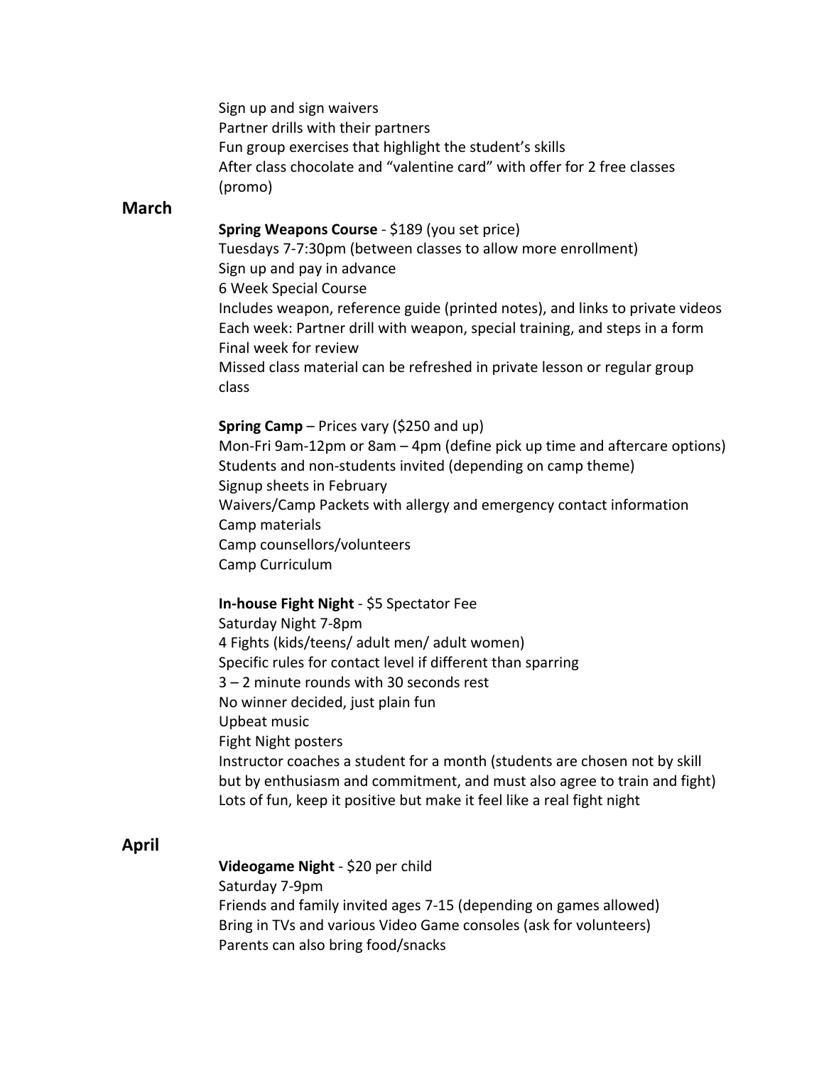Sign up and sign waivers
Partner drills with their partners
Fun group exercises that highlight the student's skills
After class chocolate and "valentine card" with offer for 2 free classes (promo)

## March

**Spring Weapons Course** - $189 (you set price)
Tuesdays 7-7:30pm (between classes to allow more enrollment)
Sign up and pay in advance
6 Week Special Course
Includes weapon, reference guide (printed notes), and links to private videos
Each week: Partner drill with weapon, special training, and steps in a form
Final week for review
Missed class material can be refreshed in private lesson or regular group class

**Spring Camp** – Prices vary ($250 and up)
Mon-Fri 9am-12pm or 8am – 4pm (define pick up time and aftercare options)
Students and non-students invited (depending on camp theme)
Signup sheets in February
Waivers/Camp Packets with allergy and emergency contact information
Camp materials
Camp counsellors/volunteers
Camp Curriculum

**In-house Fight Night** - $5 Spectator Fee
Saturday Night 7-8pm
4 Fights (kids/teens/ adult men/ adult women)
Specific rules for contact level if different than sparring
3 – 2 minute rounds with 30 seconds rest
No winner decided, just plain fun
Upbeat music
Fight Night posters
Instructor coaches a student for a month (students are chosen not by skill but by enthusiasm and commitment, and must also agree to train and fight)
Lots of fun, keep it positive but make it feel like a real fight night

## April

**Videogame Night** - $20 per child
Saturday 7-9pm
Friends and family invited ages 7-15 (depending on games allowed)
Bring in TVs and various Video Game consoles (ask for volunteers)
Parents can also bring food/snacks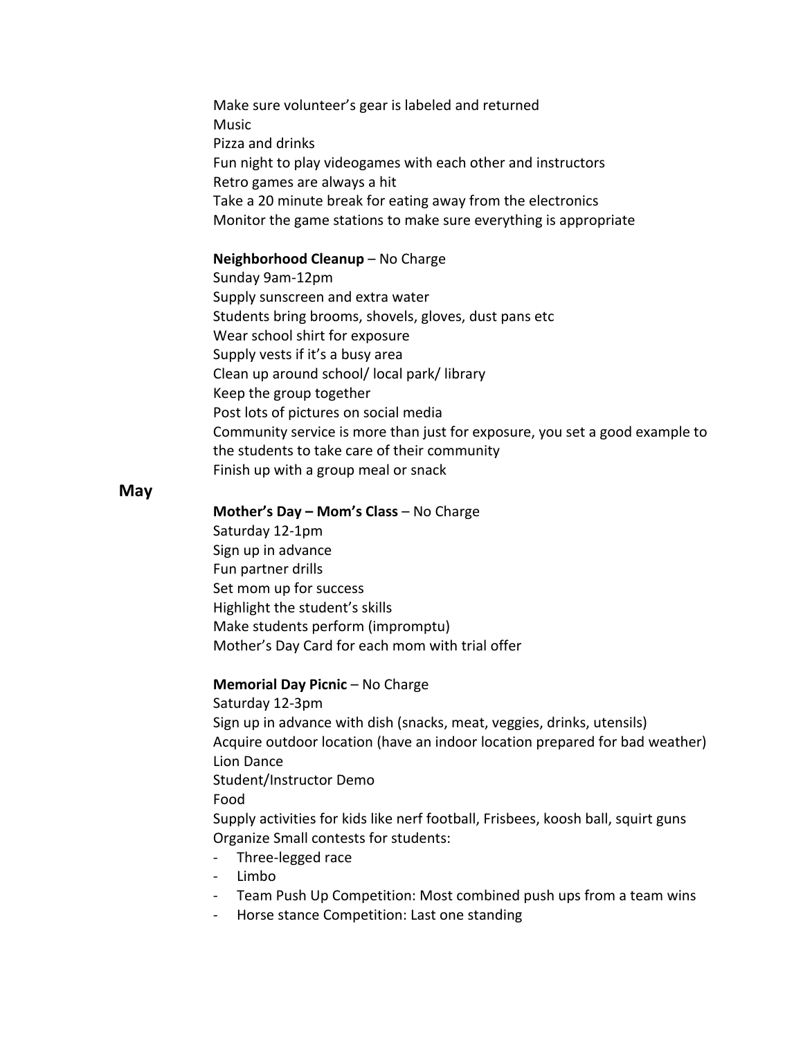Make sure volunteer's gear is labeled and returned
Music
Pizza and drinks
Fun night to play videogames with each other and instructors
Retro games are always a hit
Take a 20 minute break for eating away from the electronics
Monitor the game stations to make sure everything is appropriate

**Neighborhood Cleanup** – No Charge
Sunday 9am-12pm
Supply sunscreen and extra water
Students bring brooms, shovels, gloves, dust pans etc
Wear school shirt for exposure
Supply vests if it's a busy area
Clean up around school/ local park/ library
Keep the group together
Post lots of pictures on social media
Community service is more than just for exposure, you set a good example to the students to take care of their community
Finish up with a group meal or snack

## May

**Mother's Day – Mom's Class** – No Charge
Saturday 12-1pm
Sign up in advance
Fun partner drills
Set mom up for success
Highlight the student's skills
Make students perform (impromptu)
Mother's Day Card for each mom with trial offer

**Memorial Day Picnic** – No Charge
Saturday 12-3pm
Sign up in advance with dish (snacks, meat, veggies, drinks, utensils)
Acquire outdoor location (have an indoor location prepared for bad weather)
Lion Dance
Student/Instructor Demo
Food
Supply activities for kids like nerf football, Frisbees, koosh ball, squirt guns
Organize Small contests for students:

- Three-legged race
- Limbo
- Team Push Up Competition: Most combined push ups from a team wins
- Horse stance Competition: Last one standing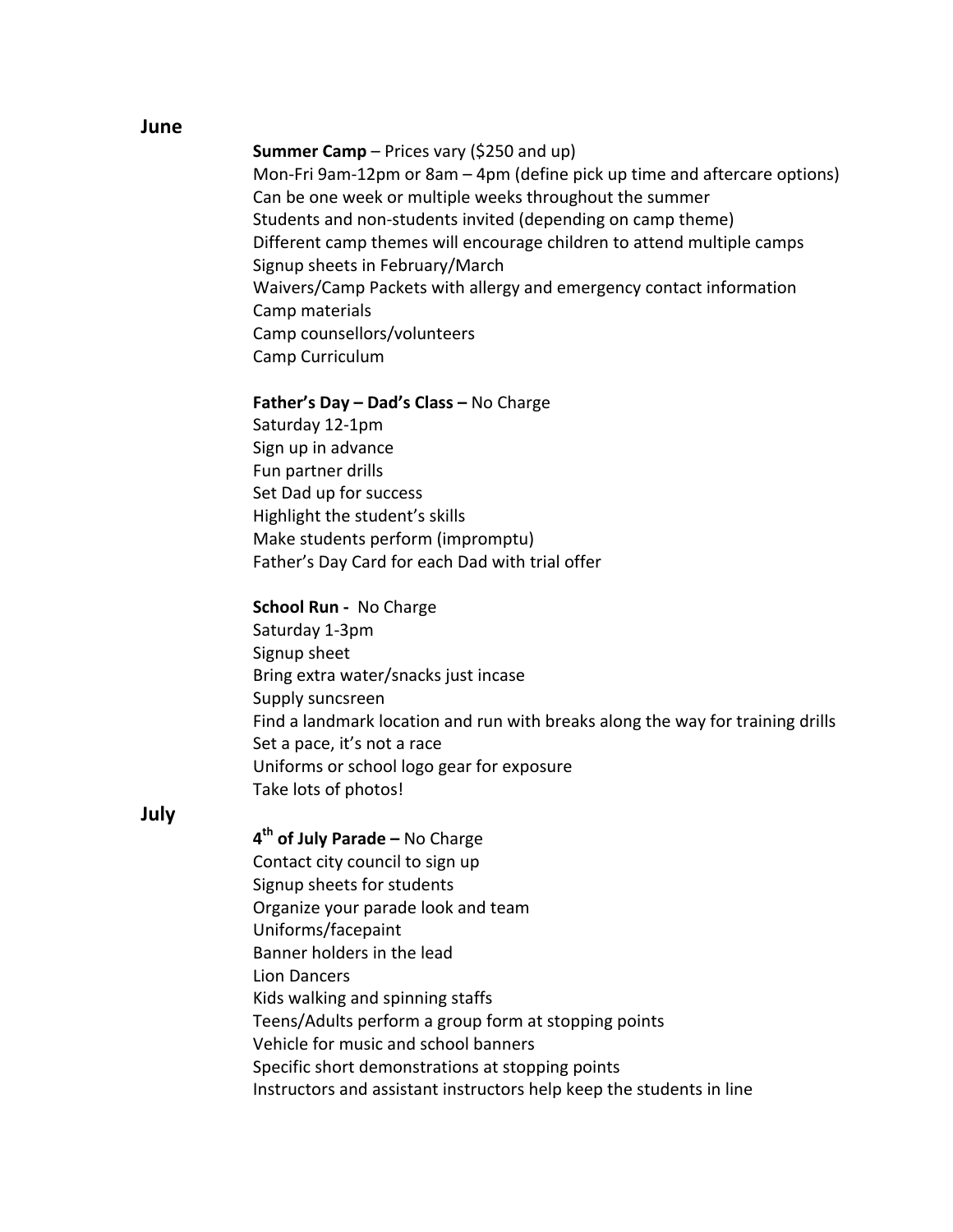## June

**Summer Camp** – Prices vary ($250 and up)
Mon-Fri 9am-12pm or 8am – 4pm (define pick up time and aftercare options)
Can be one week or multiple weeks throughout the summer
Students and non-students invited (depending on camp theme)
Different camp themes will encourage children to attend multiple camps
Signup sheets in February/March
Waivers/Camp Packets with allergy and emergency contact information
Camp materials
Camp counsellors/volunteers
Camp Curriculum

**Father's Day – Dad's Class –** No Charge
Saturday 12-1pm
Sign up in advance
Fun partner drills
Set Dad up for success
Highlight the student's skills
Make students perform (impromptu)
Father's Day Card for each Dad with trial offer

**School Run -** No Charge
Saturday 1-3pm
Signup sheet
Bring extra water/snacks just incase
Supply suncsreen
Find a landmark location and run with breaks along the way for training drills
Set a pace, it's not a race
Uniforms or school logo gear for exposure
Take lots of photos!

## July

**4th of July Parade –** No Charge
Contact city council to sign up
Signup sheets for students
Organize your parade look and team
Uniforms/facepaint
Banner holders in the lead
Lion Dancers
Kids walking and spinning staffs
Teens/Adults perform a group form at stopping points
Vehicle for music and school banners
Specific short demonstrations at stopping points
Instructors and assistant instructors help keep the students in line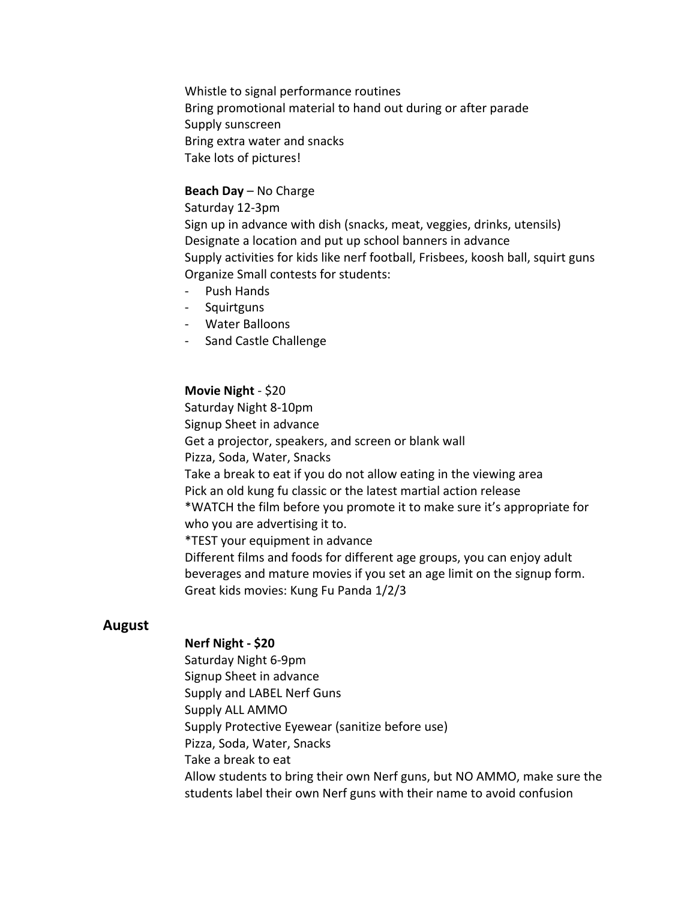Whistle to signal performance routines
Bring promotional material to hand out during or after parade
Supply sunscreen
Bring extra water and snacks
Take lots of pictures!

**Beach Day** – No Charge
Saturday 12-3pm
Sign up in advance with dish (snacks, meat, veggies, drinks, utensils)
Designate a location and put up school banners in advance
Supply activities for kids like nerf football, Frisbees, koosh ball, squirt guns
Organize Small contests for students:

- Push Hands
- Squirtguns
- Water Balloons
- Sand Castle Challenge

**Movie Night** - $20
Saturday Night 8-10pm
Signup Sheet in advance
Get a projector, speakers, and screen or blank wall
Pizza, Soda, Water, Snacks
Take a break to eat if you do not allow eating in the viewing area
Pick an old kung fu classic or the latest martial action release
*WATCH the film before you promote it to make sure it's appropriate for who you are advertising it to.
*TEST your equipment in advance
Different films and foods for different age groups, you can enjoy adult beverages and mature movies if you set an age limit on the signup form.
Great kids movies: Kung Fu Panda 1/2/3

## August

**Nerf Night - $20**
Saturday Night 6-9pm
Signup Sheet in advance
Supply and LABEL Nerf Guns
Supply ALL AMMO
Supply Protective Eyewear (sanitize before use)
Pizza, Soda, Water, Snacks
Take a break to eat
Allow students to bring their own Nerf guns, but NO AMMO, make sure the students label their own Nerf guns with their name to avoid confusion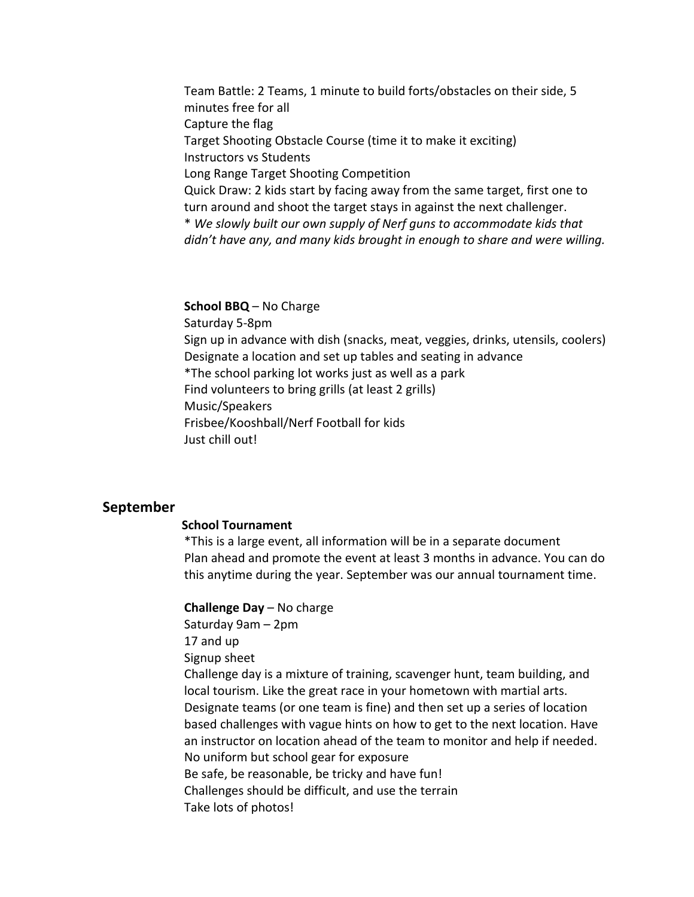Team Battle: 2 Teams, 1 minute to build forts/obstacles on their side, 5 minutes free for all
Capture the flag
Target Shooting Obstacle Course (time it to make it exciting)
Instructors vs Students
Long Range Target Shooting Competition
Quick Draw: 2 kids start by facing away from the same target, first one to turn around and shoot the target stays in against the next challenger.
* *We slowly built our own supply of Nerf guns to accommodate kids that didn't have any, and many kids brought in enough to share and were willing.*

**School BBQ** – No Charge
Saturday 5-8pm
Sign up in advance with dish (snacks, meat, veggies, drinks, utensils, coolers)
Designate a location and set up tables and seating in advance
*The school parking lot works just as well as a park
Find volunteers to bring grills (at least 2 grills)
Music/Speakers
Frisbee/Kooshball/Nerf Football for kids
Just chill out!

## September

**School Tournament**
*This is a large event, all information will be in a separate document
Plan ahead and promote the event at least 3 months in advance. You can do this anytime during the year. September was our annual tournament time.

**Challenge Day** – No charge
Saturday 9am – 2pm
17 and up
Signup sheet
Challenge day is a mixture of training, scavenger hunt, team building, and local tourism. Like the great race in your hometown with martial arts.
Designate teams (or one team is fine) and then set up a series of location based challenges with vague hints on how to get to the next location. Have an instructor on location ahead of the team to monitor and help if needed.
No uniform but school gear for exposure
Be safe, be reasonable, be tricky and have fun!
Challenges should be difficult, and use the terrain
Take lots of photos!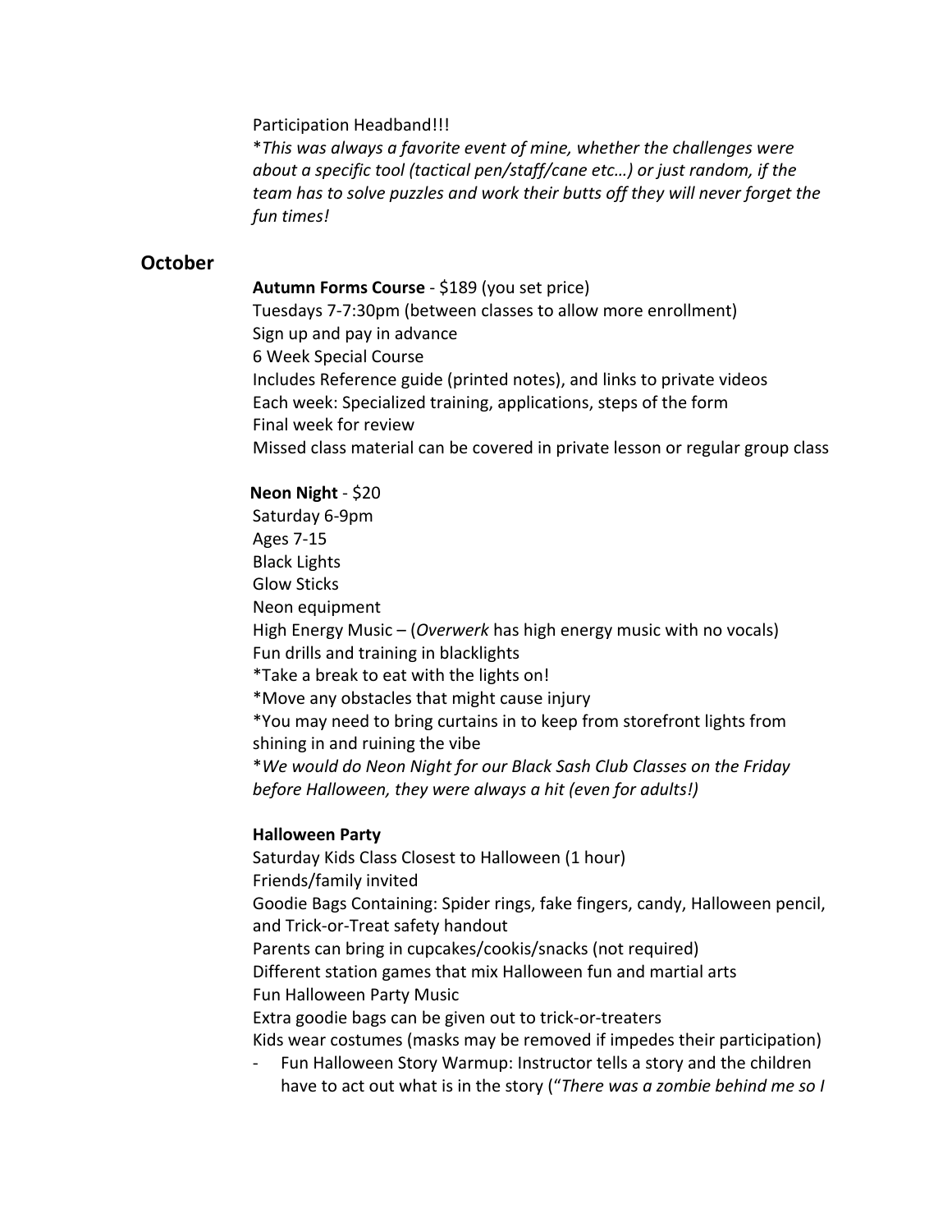Participation Headband!!!

**This was always a favorite event of mine, whether the challenges were about a specific tool (tactical pen/staff/cane etc…) or just random, if the team has to solve puzzles and work their butts off they will never forget the fun times!*

## October

**Autumn Forms Course** - $189 (you set price)
Tuesdays 7-7:30pm (between classes to allow more enrollment)
Sign up and pay in advance
6 Week Special Course
Includes Reference guide (printed notes), and links to private videos
Each week: Specialized training, applications, steps of the form
Final week for review
Missed class material can be covered in private lesson or regular group class

**Neon Night** - $20
Saturday 6-9pm
Ages 7-15
Black Lights
Glow Sticks
Neon equipment
High Energy Music – (*Overwerk* has high energy music with no vocals)
Fun drills and training in blacklights
*Take a break to eat with the lights on!
*Move any obstacles that might cause injury
*You may need to bring curtains in to keep from storefront lights from shining in and ruining the vibe
**We would do Neon Night for our Black Sash Club Classes on the Friday before Halloween, they were always a hit (even for adults!)*

**Halloween Party**
Saturday Kids Class Closest to Halloween (1 hour)
Friends/family invited
Goodie Bags Containing: Spider rings, fake fingers, candy, Halloween pencil, and Trick-or-Treat safety handout
Parents can bring in cupcakes/cookis/snacks (not required)
Different station games that mix Halloween fun and martial arts
Fun Halloween Party Music
Extra goodie bags can be given out to trick-or-treaters
Kids wear costumes (masks may be removed if impedes their participation)

- Fun Halloween Story Warmup: Instructor tells a story and the children have to act out what is in the story ("*There was a zombie behind me so I*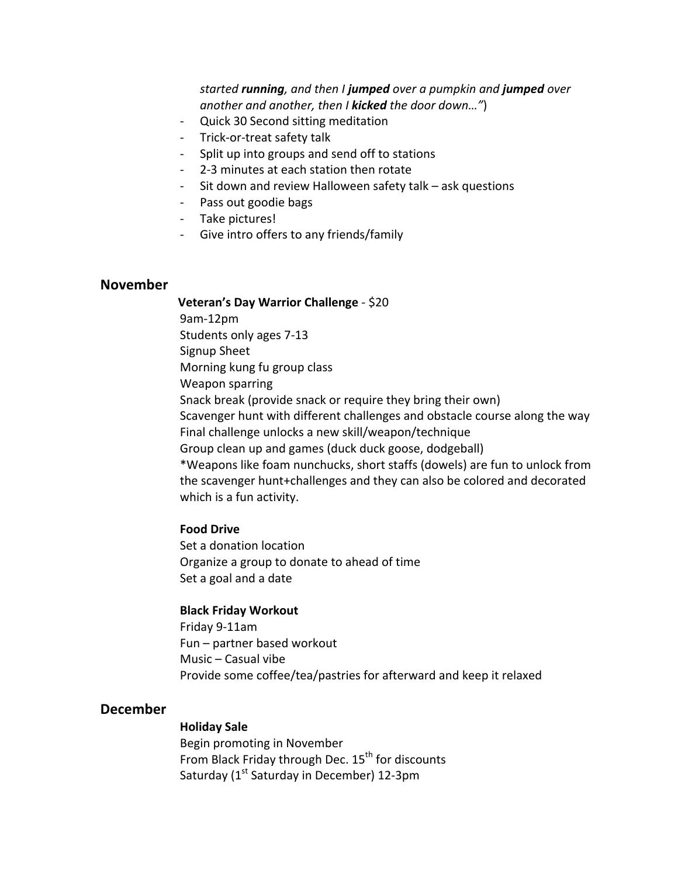*started **running**, and then I **jumped** over a pumpkin and **jumped** over another and another, then I **kicked** the door down…"*)

- Quick 30 Second sitting meditation
- Trick-or-treat safety talk
- Split up into groups and send off to stations
- 2-3 minutes at each station then rotate
- Sit down and review Halloween safety talk – ask questions
- Pass out goodie bags
- Take pictures!
- Give intro offers to any friends/family

## November

**Veteran's Day Warrior Challenge** - $20

9am-12pm
Students only ages 7-13
Signup Sheet
Morning kung fu group class
Weapon sparring
Snack break (provide snack or require they bring their own)
Scavenger hunt with different challenges and obstacle course along the way
Final challenge unlocks a new skill/weapon/technique
Group clean up and games (duck duck goose, dodgeball)
*Weapons like foam nunchucks, short staffs (dowels) are fun to unlock from the scavenger hunt+challenges and they can also be colored and decorated which is a fun activity.

**Food Drive**

Set a donation location
Organize a group to donate to ahead of time
Set a goal and a date

**Black Friday Workout**

Friday 9-11am
Fun – partner based workout
Music – Casual vibe
Provide some coffee/tea/pastries for afterward and keep it relaxed

## December

**Holiday Sale**

Begin promoting in November
From Black Friday through Dec. 15th for discounts
Saturday (1st Saturday in December) 12-3pm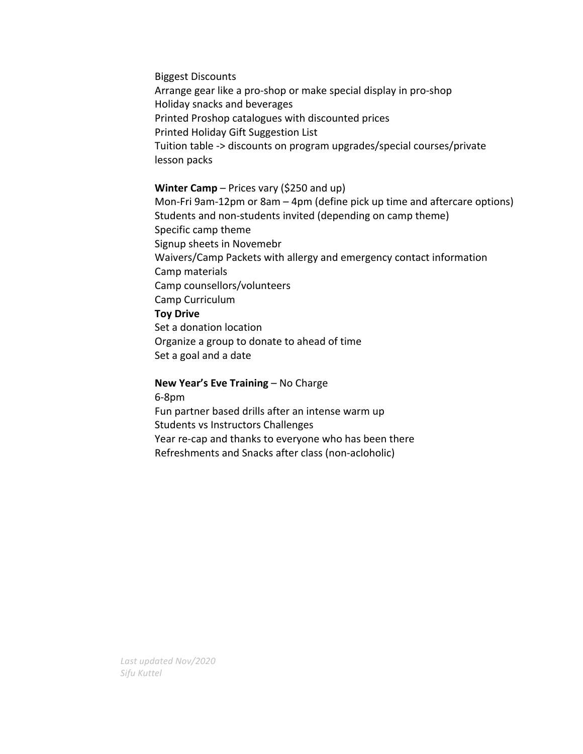Biggest Discounts
Arrange gear like a pro-shop or make special display in pro-shop
Holiday snacks and beverages
Printed Proshop catalogues with discounted prices
Printed Holiday Gift Suggestion List
Tuition table -> discounts on program upgrades/special courses/private lesson packs

**Winter Camp** – Prices vary ($250 and up)
Mon-Fri 9am-12pm or 8am – 4pm (define pick up time and aftercare options)
Students and non-students invited (depending on camp theme)
Specific camp theme
Signup sheets in Novemebr
Waivers/Camp Packets with allergy and emergency contact information
Camp materials
Camp counsellors/volunteers
Camp Curriculum

**Toy Drive**
Set a donation location
Organize a group to donate to ahead of time
Set a goal and a date

**New Year's Eve Training** – No Charge
6-8pm
Fun partner based drills after an intense warm up
Students vs Instructors Challenges
Year re-cap and thanks to everyone who has been there
Refreshments and Snacks after class (non-acloholic)

*Last updated Nov/2020*
*Sifu Kuttel*